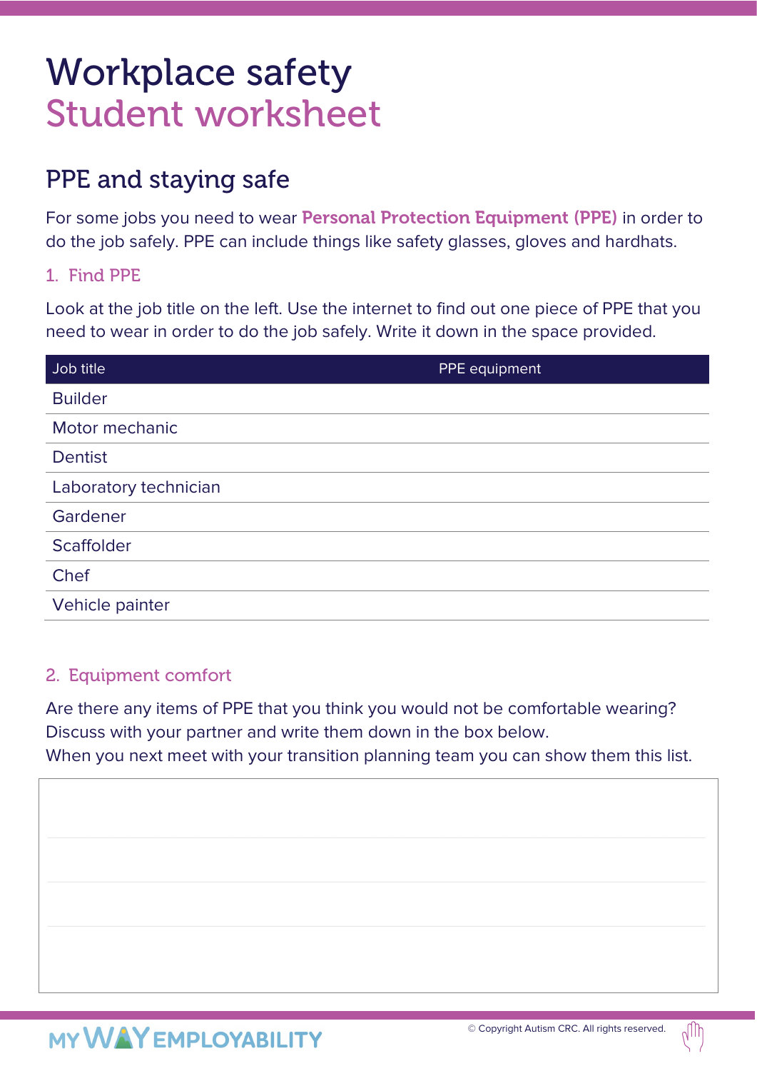# Workplace safety
# Student worksheet

## PPE and staying safe

For some jobs you need to wear **Personal Protection Equipment (PPE)** in order to do the job safely. PPE can include things like safety glasses, gloves and hardhats.

### 1. Find PPE

Look at the job title on the left. Use the internet to find out one piece of PPE that you need to wear in order to do the job safely. Write it down in the space provided.

| Job title | PPE equipment |
|---|---|
| Builder | |
| Motor mechanic | |
| Dentist | |
| Laboratory technician | |
| Gardener | |
| Scaffolder | |
| Chef | |
| Vehicle painter | |

### 2. Equipment comfort

Are there any items of PPE that you think you would not be comfortable wearing? Discuss with your partner and write them down in the box below.
When you next meet with your transition planning team you can show them this list.

MY WAY EMPLOYABILITY

© Copyright Autism CRC. All rights reserved.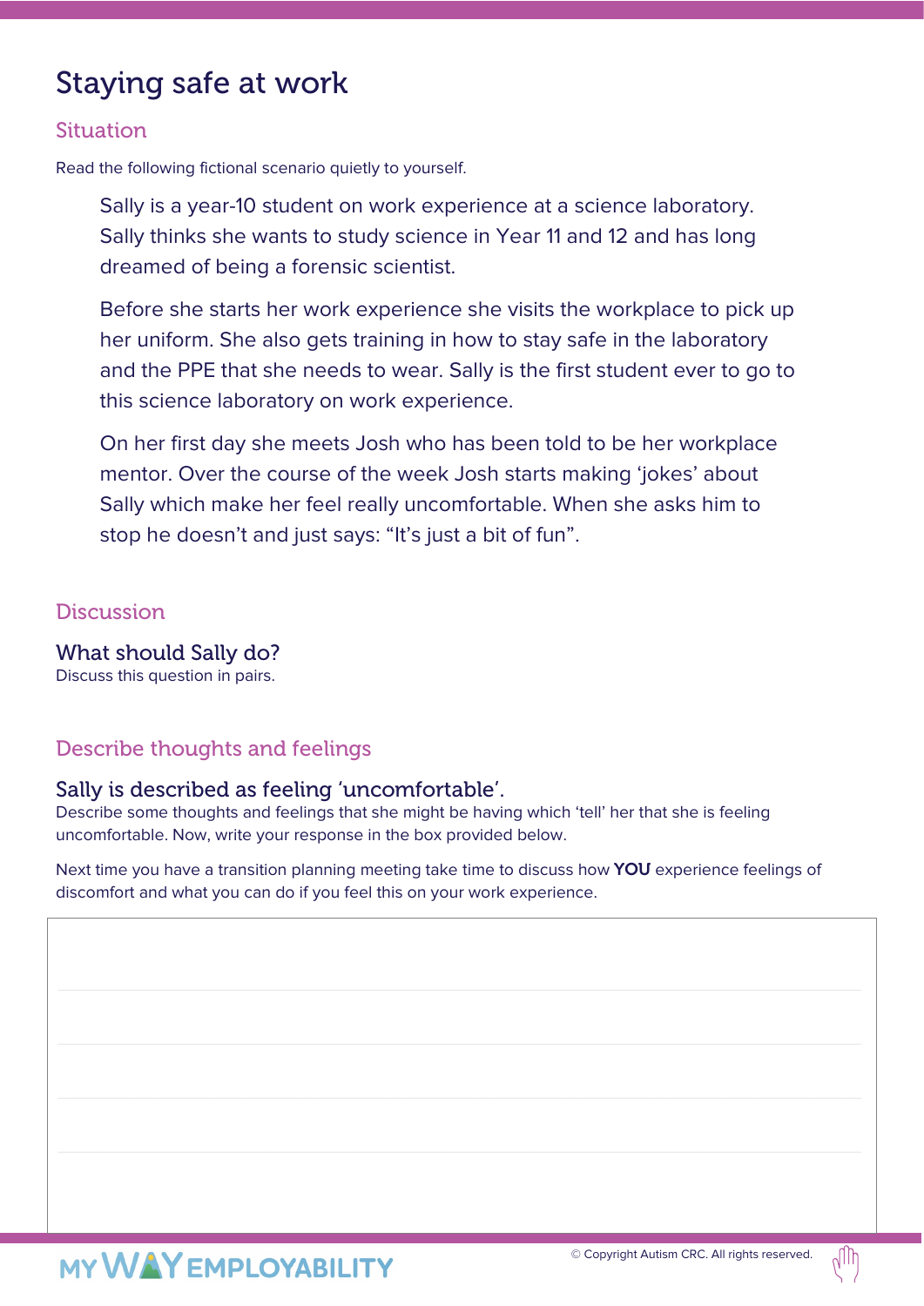# Staying safe at work

## Situation

Read the following fictional scenario quietly to yourself.

> Sally is a year-10 student on work experience at a science laboratory. Sally thinks she wants to study science in Year 11 and 12 and has long dreamed of being a forensic scientist.
>
> Before she starts her work experience she visits the workplace to pick up her uniform. She also gets training in how to stay safe in the laboratory and the PPE that she needs to wear. Sally is the first student ever to go to this science laboratory on work experience.
>
> On her first day she meets Josh who has been told to be her workplace mentor. Over the course of the week Josh starts making 'jokes' about Sally which make her feel really uncomfortable. When she asks him to stop he doesn't and just says: "It's just a bit of fun".

## Discussion

### What should Sally do?

Discuss this question in pairs.

## Describe thoughts and feelings

### Sally is described as feeling 'uncomfortable'.

Describe some thoughts and feelings that she might be having which 'tell' her that she is feeling uncomfortable. Now, write your response in the box provided below.

Next time you have a transition planning meeting take time to discuss how **YOU** experience feelings of discomfort and what you can do if you feel this on your work experience.